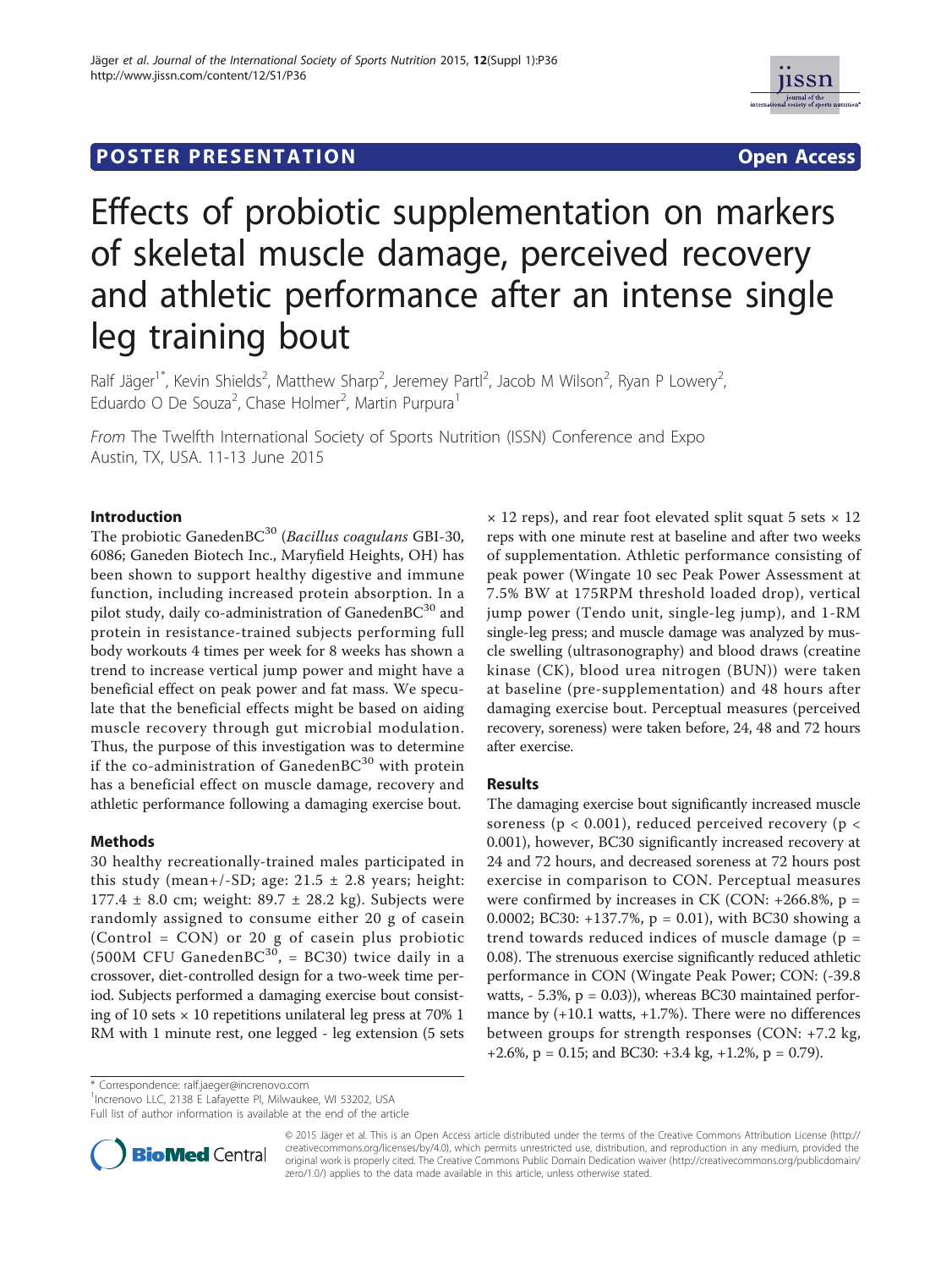POSTER PRESENTATION Open Access

# Effects of probiotic supplementation on markers of skeletal muscle damage, perceived recovery and athletic performance after an intense single leg training bout

Ralf Jäger[1*], Kevin Shields[2], Matthew Sharp[2], Jeremey Partl[2], Jacob M Wilson[2], Ryan P Lowery[2], Eduardo O De Souza[2], Chase Holmer[2], Martin Purpura[1]

*From* The Twelfth International Society of Sports Nutrition (ISSN) Conference and Expo
Austin, TX, USA. 11-13 June 2015

## Introduction

The probiotic GanedenBC$^{30}$ (*Bacillus coagulans* GBI-30, 6086; Ganeden Biotech Inc., Maryfield Heights, OH) has been shown to support healthy digestive and immune function, including increased protein absorption. In a pilot study, daily co-administration of GanedenBC$^{30}$ and protein in resistance-trained subjects performing full body workouts 4 times per week for 8 weeks has shown a trend to increase vertical jump power and might have a beneficial effect on peak power and fat mass. We speculate that the beneficial effects might be based on aiding muscle recovery through gut microbial modulation. Thus, the purpose of this investigation was to determine if the co-administration of GanedenBC$^{30}$ with protein has a beneficial effect on muscle damage, recovery and athletic performance following a damaging exercise bout.

## Methods

30 healthy recreationally-trained males participated in this study (mean+/-SD; age: 21.5 ± 2.8 years; height: 177.4 ± 8.0 cm; weight: 89.7 ± 28.2 kg). Subjects were randomly assigned to consume either 20 g of casein (Control = CON) or 20 g of casein plus probiotic (500M CFU GanedenBC$^{30}$, = BC30) twice daily in a crossover, diet-controlled design for a two-week time period. Subjects performed a damaging exercise bout consisting of 10 sets × 10 repetitions unilateral leg press at 70% 1 RM with 1 minute rest, one legged - leg extension (5 sets × 12 reps), and rear foot elevated split squat 5 sets × 12 reps with one minute rest at baseline and after two weeks of supplementation. Athletic performance consisting of peak power (Wingate 10 sec Peak Power Assessment at 7.5% BW at 175RPM threshold loaded drop), vertical jump power (Tendo unit, single-leg jump), and 1-RM single-leg press; and muscle damage was analyzed by muscle swelling (ultrasonography) and blood draws (creatine kinase (CK), blood urea nitrogen (BUN)) were taken at baseline (pre-supplementation) and 48 hours after damaging exercise bout. Perceptual measures (perceived recovery, soreness) were taken before, 24, 48 and 72 hours after exercise.

## Results

The damaging exercise bout significantly increased muscle soreness ($p < 0.001$), reduced perceived recovery ($p < 0.001$), however, BC30 significantly increased recovery at 24 and 72 hours, and decreased soreness at 72 hours post exercise in comparison to CON. Perceptual measures were confirmed by increases in CK (CON: +266.8%, $p = 0.0002$; BC30: +137.7%, $p = 0.01$), with BC30 showing a trend towards reduced indices of muscle damage ($p = 0.08$). The strenuous exercise significantly reduced athletic performance in CON (Wingate Peak Power; CON: (-39.8 watts, - 5.3%, $p = 0.03$)), whereas BC30 maintained performance by (+10.1 watts, +1.7%). There were no differences between groups for strength responses (CON: +7.2 kg, +2.6%, $p = 0.15$; and BC30: +3.4 kg, +1.2%, $p = 0.79$).

\* Correspondence: ralf.jaeger@increnovo.com
[1]Increnovo LLC, 2138 E Lafayette Pl, Milwaukee, WI 53202, USA
Full list of author information is available at the end of the article

© 2015 Jäger et al. This is an Open Access article distributed under the terms of the Creative Commons Attribution License (http://creativecommons.org/licenses/by/4.0), which permits unrestricted use, distribution, and reproduction in any medium, provided the original work is properly cited. The Creative Commons Public Domain Dedication waiver (http://creativecommons.org/publicdomain/zero/1.0/) applies to the data made available in this article, unless otherwise stated.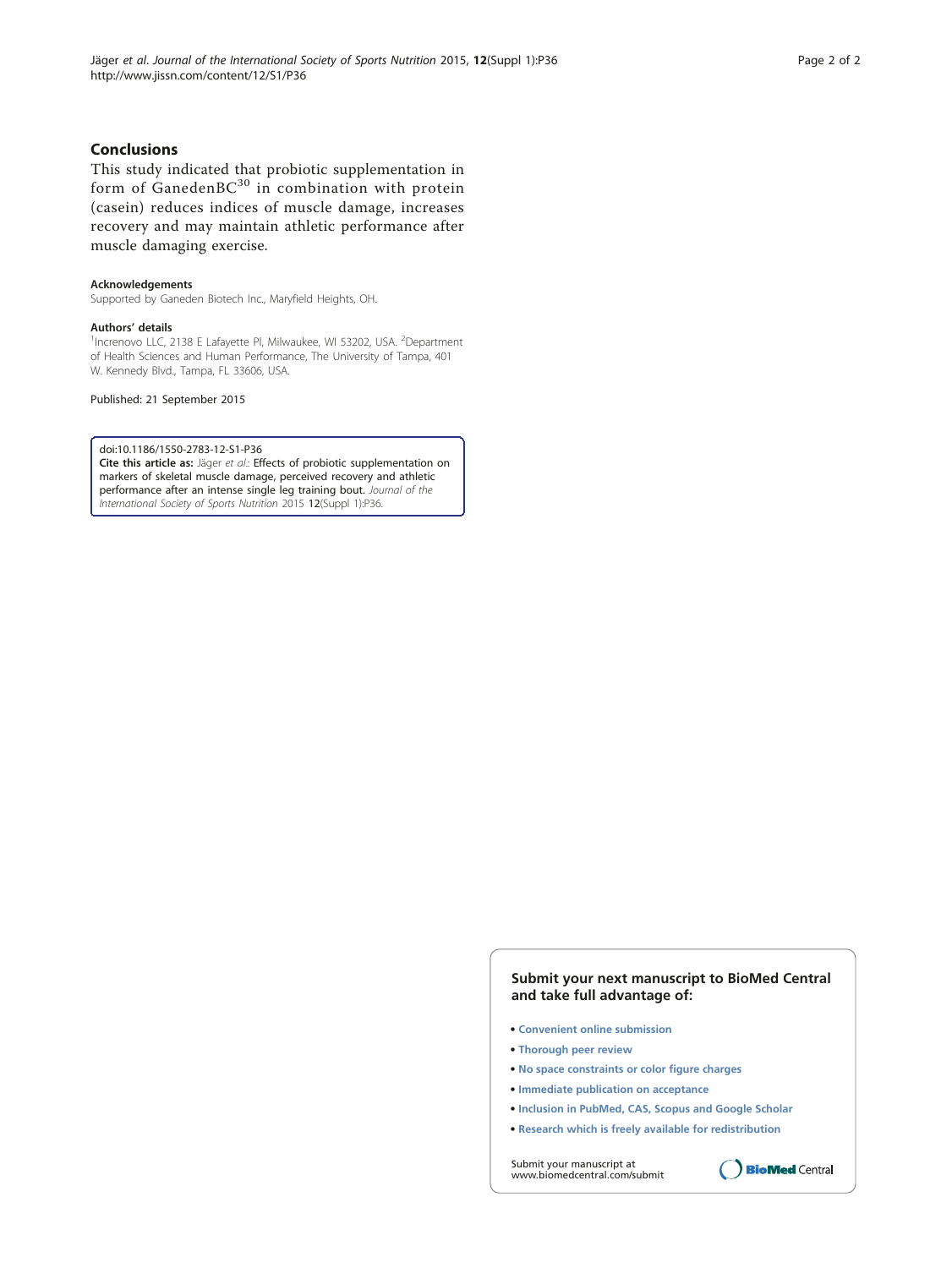## Conclusions

This study indicated that probiotic supplementation in form of GanedenBC[30] in combination with protein (casein) reduces indices of muscle damage, increases recovery and may maintain athletic performance after muscle damaging exercise.

#### Acknowledgements

Supported by Ganeden Biotech Inc., Maryfield Heights, OH.

#### Authors' details

[1]Increnovo LLC, 2138 E Lafayette Pl, Milwaukee, WI 53202, USA. [2]Department of Health Sciences and Human Performance, The University of Tampa, 401 W. Kennedy Blvd., Tampa, FL 33606, USA.

Published: 21 September 2015

doi:10.1186/1550-2783-12-S1-P36

**Cite this article as:** Jäger *et al.*: Effects of probiotic supplementation on markers of skeletal muscle damage, perceived recovery and athletic performance after an intense single leg training bout. *Journal of the International Society of Sports Nutrition* 2015 **12**(Suppl 1):P36.

**Submit your next manuscript to BioMed Central and take full advantage of:**

- Convenient online submission
- Thorough peer review
- No space constraints or color figure charges
- Immediate publication on acceptance
- Inclusion in PubMed, CAS, Scopus and Google Scholar
- Research which is freely available for redistribution

Submit your manuscript at www.biomedcentral.com/submit

BioMed Central